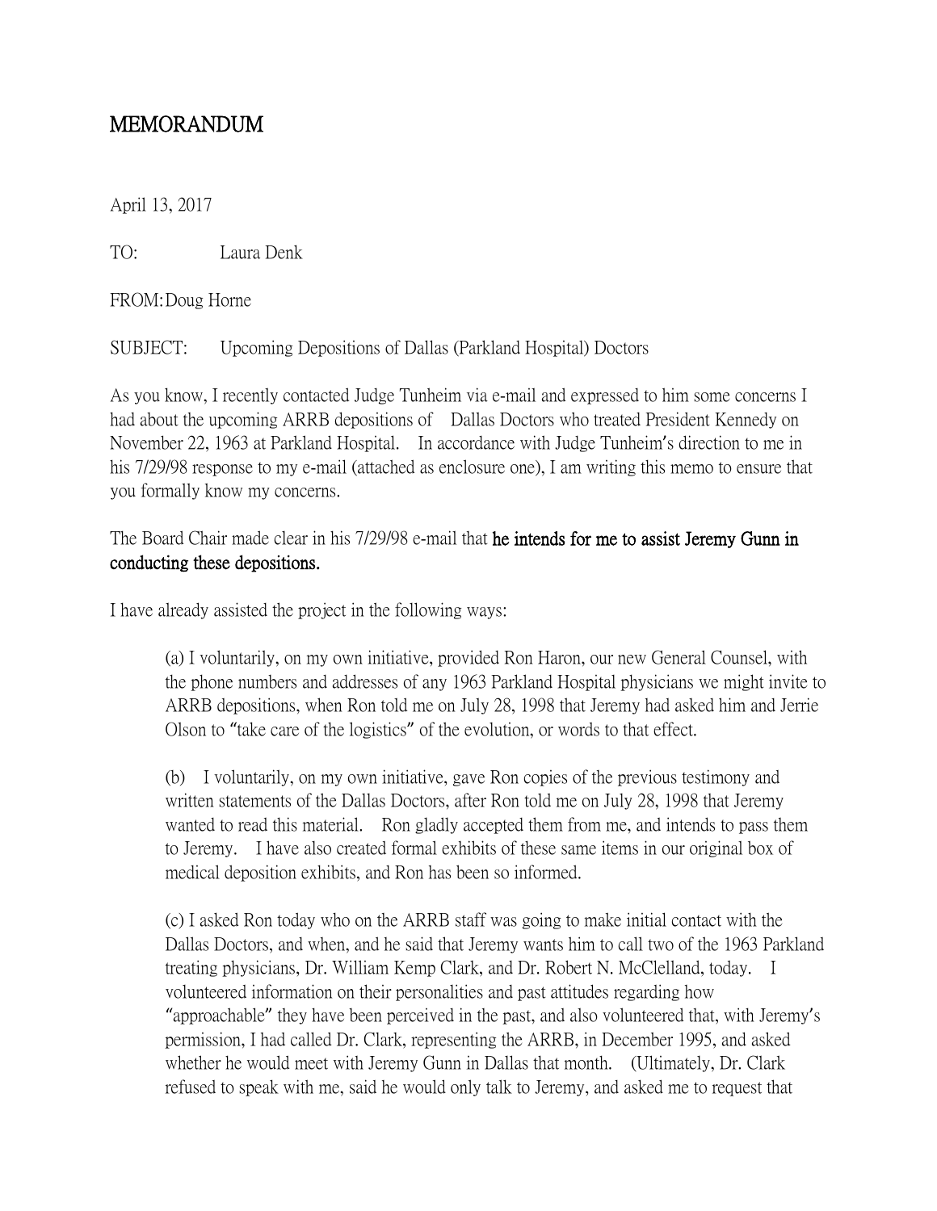# MEMORANDUM

April 13, 2017

TO: Laura Denk

FROM: Doug Horne

SUBJECT: Upcoming Depositions of Dallas (Parkland Hospital) Doctors

As you know, I recently contacted Judge Tunheim via e-mail and expressed to him some concerns I had about the upcoming ARRB depositions of Dallas Doctors who treated President Kennedy on November 22, 1963 at Parkland Hospital. In accordance with Judge Tunheim's direction to me in his 7/29/98 response to my e-mail (attached as enclosure one), I am writing this memo to ensure that you formally know my concerns.

The Board Chair made clear in his 7/29/98 e-mail that **he intends for me to assist Jeremy Gunn in conducting these depositions.**

I have already assisted the project in the following ways:

> (a) I voluntarily, on my own initiative, provided Ron Haron, our new General Counsel, with the phone numbers and addresses of any 1963 Parkland Hospital physicians we might invite to ARRB depositions, when Ron told me on July 28, 1998 that Jeremy had asked him and Jerrie Olson to "take care of the logistics" of the evolution, or words to that effect.
>
> (b) I voluntarily, on my own initiative, gave Ron copies of the previous testimony and written statements of the Dallas Doctors, after Ron told me on July 28, 1998 that Jeremy wanted to read this material. Ron gladly accepted them from me, and intends to pass them to Jeremy. I have also created formal exhibits of these same items in our original box of medical deposition exhibits, and Ron has been so informed.
>
> (c) I asked Ron today who on the ARRB staff was going to make initial contact with the Dallas Doctors, and when, and he said that Jeremy wants him to call two of the 1963 Parkland treating physicians, Dr. William Kemp Clark, and Dr. Robert N. McClelland, today. I volunteered information on their personalities and past attitudes regarding how "approachable" they have been perceived in the past, and also volunteered that, with Jeremy's permission, I had called Dr. Clark, representing the ARRB, in December 1995, and asked whether he would meet with Jeremy Gunn in Dallas that month. (Ultimately, Dr. Clark refused to speak with me, said he would only talk to Jeremy, and asked me to request that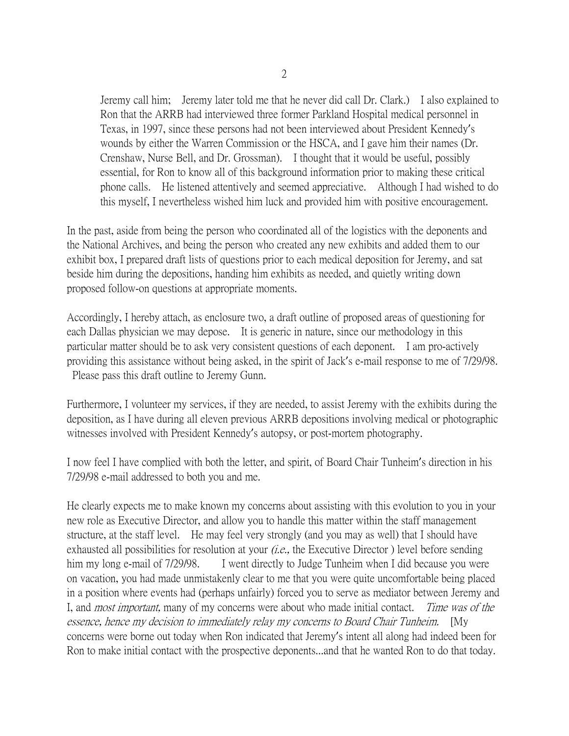Jeremy call him; Jeremy later told me that he never did call Dr. Clark.) I also explained to Ron that the ARRB had interviewed three former Parkland Hospital medical personnel in Texas, in 1997, since these persons had not been interviewed about President Kennedy's wounds by either the Warren Commission or the HSCA, and I gave him their names (Dr. Crenshaw, Nurse Bell, and Dr. Grossman). I thought that it would be useful, possibly essential, for Ron to know all of this background information prior to making these critical phone calls. He listened attentively and seemed appreciative. Although I had wished to do this myself, I nevertheless wished him luck and provided him with positive encouragement.

In the past, aside from being the person who coordinated all of the logistics with the deponents and the National Archives, and being the person who created any new exhibits and added them to our exhibit box, I prepared draft lists of questions prior to each medical deposition for Jeremy, and sat beside him during the depositions, handing him exhibits as needed, and quietly writing down proposed follow-on questions at appropriate moments.

Accordingly, I hereby attach, as enclosure two, a draft outline of proposed areas of questioning for each Dallas physician we may depose. It is generic in nature, since our methodology in this particular matter should be to ask very consistent questions of each deponent. I am pro-actively providing this assistance without being asked, in the spirit of Jack's e-mail response to me of 7/29/98. Please pass this draft outline to Jeremy Gunn.

Furthermore, I volunteer my services, if they are needed, to assist Jeremy with the exhibits during the deposition, as I have during all eleven previous ARRB depositions involving medical or photographic witnesses involved with President Kennedy's autopsy, or post-mortem photography.

I now feel I have complied with both the letter, and spirit, of Board Chair Tunheim's direction in his 7/29/98 e-mail addressed to both you and me.

He clearly expects me to make known my concerns about assisting with this evolution to you in your new role as Executive Director, and allow you to handle this matter within the staff management structure, at the staff level. He may feel very strongly (and you may as well) that I should have exhausted all possibilities for resolution at your *(i.e.,* the Executive Director ) level before sending him my long e-mail of 7/29/98. I went directly to Judge Tunheim when I did because you were on vacation, you had made unmistakenly clear to me that you were quite uncomfortable being placed in a position where events had (perhaps unfairly) forced you to serve as mediator between Jeremy and I, and *most important,* many of my concerns were about who made initial contact. *Time was of the essence, hence my decision to immediately relay my concerns to Board Chair Tunheim.* [My concerns were borne out today when Ron indicated that Jeremy's intent all along had indeed been for Ron to make initial contact with the prospective deponents...and that he wanted Ron to do that today.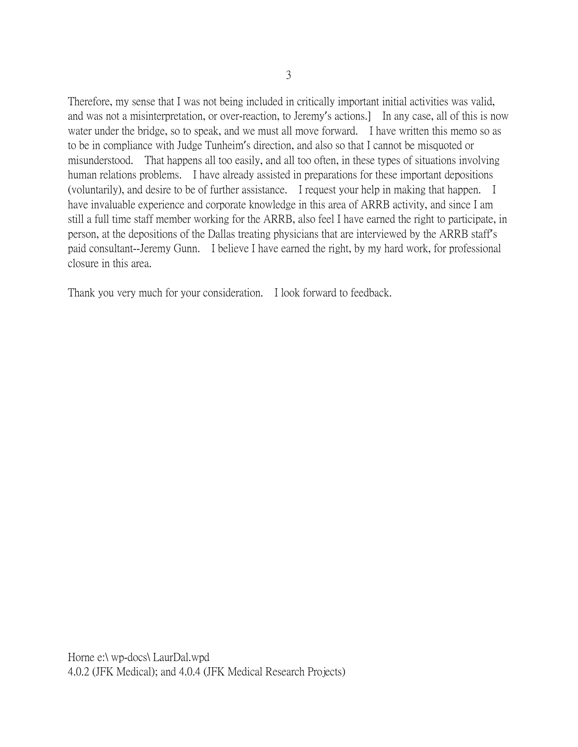Therefore, my sense that I was not being included in critically important initial activities was valid, and was not a misinterpretation, or over-reaction, to Jeremy's actions.] In any case, all of this is now water under the bridge, so to speak, and we must all move forward. I have written this memo so as to be in compliance with Judge Tunheim's direction, and also so that I cannot be misquoted or misunderstood. That happens all too easily, and all too often, in these types of situations involving human relations problems. I have already assisted in preparations for these important depositions (voluntarily), and desire to be of further assistance. I request your help in making that happen. I have invaluable experience and corporate knowledge in this area of ARRB activity, and since I am still a full time staff member working for the ARRB, also feel I have earned the right to participate, in person, at the depositions of the Dallas treating physicians that are interviewed by the ARRB staff's paid consultant--Jeremy Gunn. I believe I have earned the right, by my hard work, for professional closure in this area.

Thank you very much for your consideration. I look forward to feedback.

Horne e:\ wp-docs\ LaurDal.wpd
4.0.2 (JFK Medical); and 4.0.4 (JFK Medical Research Projects)